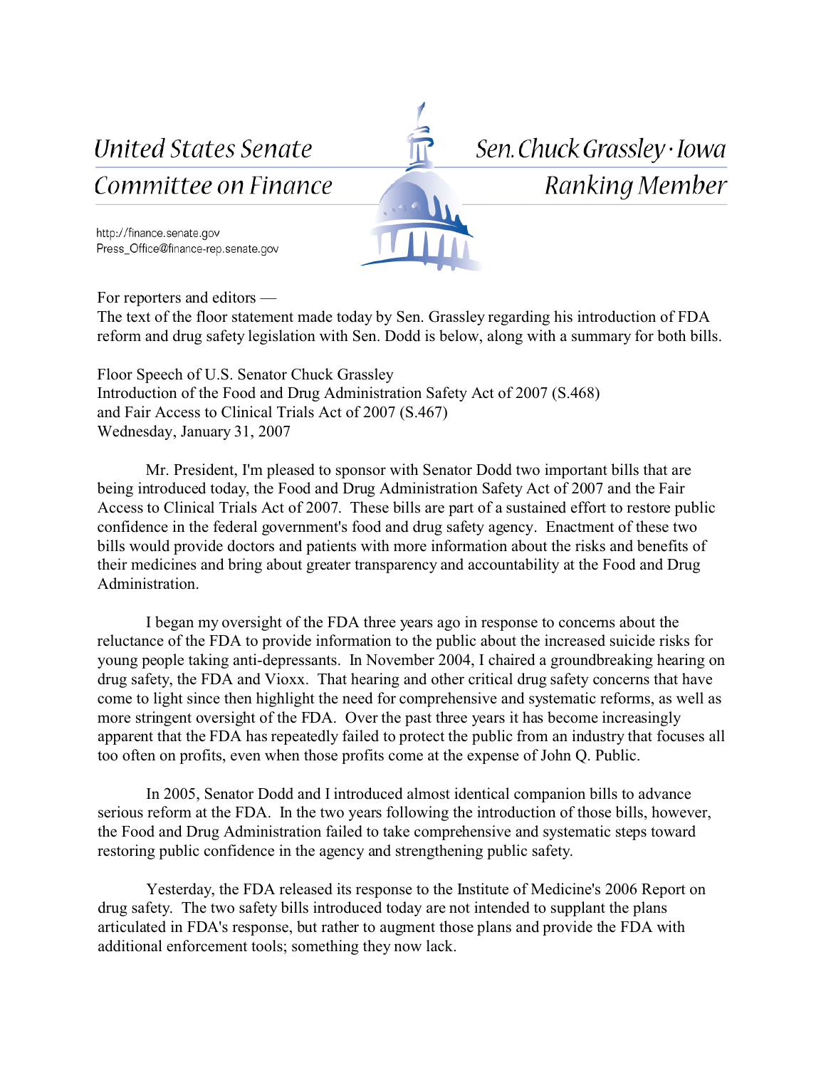United States Senate
Committee on Finance

Sen. Chuck Grassley · Iowa
Ranking Member

http://finance.senate.gov
Press_Office@finance-rep.senate.gov

For reporters and editors —
The text of the floor statement made today by Sen. Grassley regarding his introduction of FDA reform and drug safety legislation with Sen. Dodd is below, along with a summary for both bills.

Floor Speech of U.S. Senator Chuck Grassley
Introduction of the Food and Drug Administration Safety Act of 2007 (S.468)
and Fair Access to Clinical Trials Act of 2007 (S.467)
Wednesday, January 31, 2007

Mr. President, I'm pleased to sponsor with Senator Dodd two important bills that are being introduced today, the Food and Drug Administration Safety Act of 2007 and the Fair Access to Clinical Trials Act of 2007. These bills are part of a sustained effort to restore public confidence in the federal government's food and drug safety agency. Enactment of these two bills would provide doctors and patients with more information about the risks and benefits of their medicines and bring about greater transparency and accountability at the Food and Drug Administration.

I began my oversight of the FDA three years ago in response to concerns about the reluctance of the FDA to provide information to the public about the increased suicide risks for young people taking anti-depressants. In November 2004, I chaired a groundbreaking hearing on drug safety, the FDA and Vioxx. That hearing and other critical drug safety concerns that have come to light since then highlight the need for comprehensive and systematic reforms, as well as more stringent oversight of the FDA. Over the past three years it has become increasingly apparent that the FDA has repeatedly failed to protect the public from an industry that focuses all too often on profits, even when those profits come at the expense of John Q. Public.

In 2005, Senator Dodd and I introduced almost identical companion bills to advance serious reform at the FDA. In the two years following the introduction of those bills, however, the Food and Drug Administration failed to take comprehensive and systematic steps toward restoring public confidence in the agency and strengthening public safety.

Yesterday, the FDA released its response to the Institute of Medicine's 2006 Report on drug safety. The two safety bills introduced today are not intended to supplant the plans articulated in FDA's response, but rather to augment those plans and provide the FDA with additional enforcement tools; something they now lack.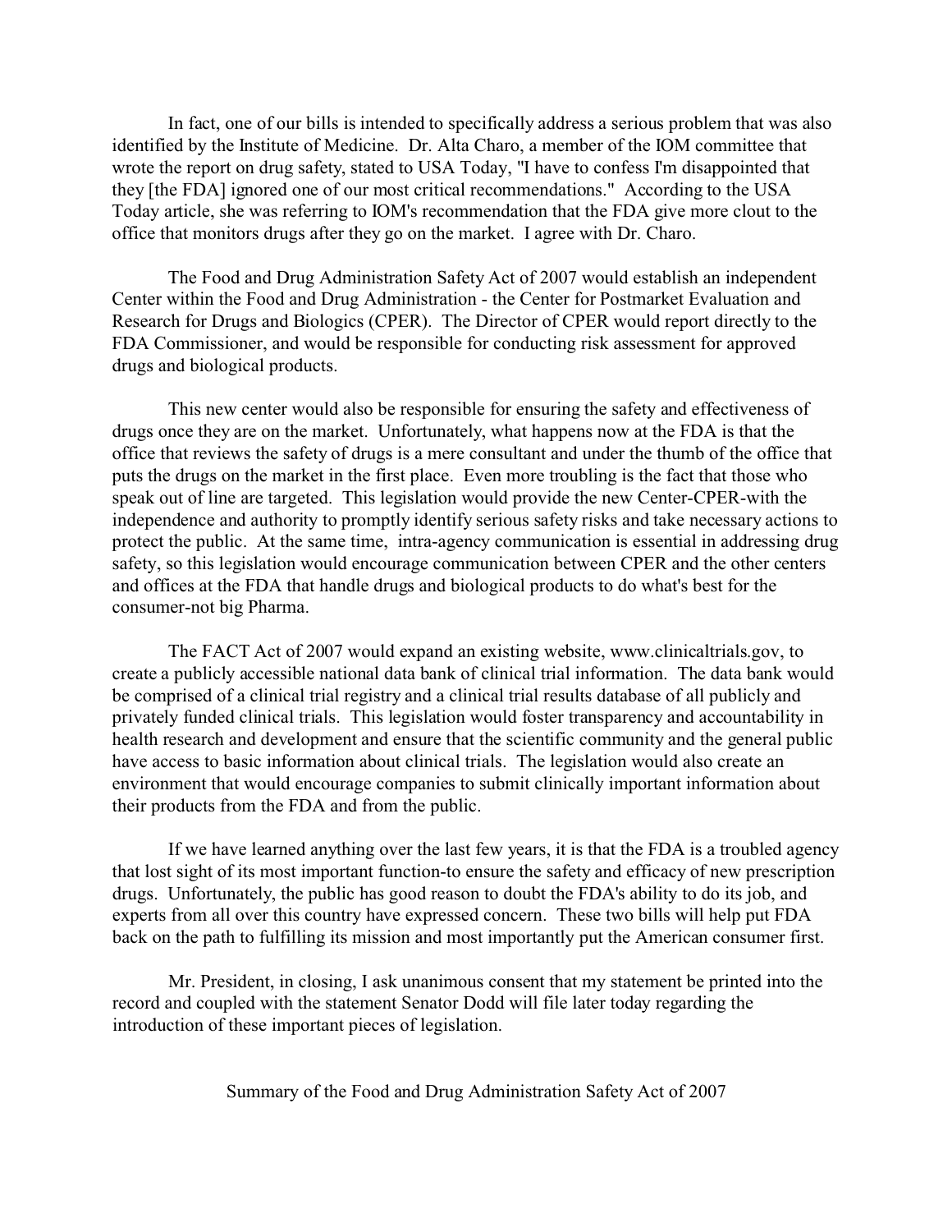In fact, one of our bills is intended to specifically address a serious problem that was also identified by the Institute of Medicine. Dr. Alta Charo, a member of the IOM committee that wrote the report on drug safety, stated to USA Today, "I have to confess I'm disappointed that they [the FDA] ignored one of our most critical recommendations." According to the USA Today article, she was referring to IOM's recommendation that the FDA give more clout to the office that monitors drugs after they go on the market. I agree with Dr. Charo.

The Food and Drug Administration Safety Act of 2007 would establish an independent Center within the Food and Drug Administration - the Center for Postmarket Evaluation and Research for Drugs and Biologics (CPER). The Director of CPER would report directly to the FDA Commissioner, and would be responsible for conducting risk assessment for approved drugs and biological products.

This new center would also be responsible for ensuring the safety and effectiveness of drugs once they are on the market. Unfortunately, what happens now at the FDA is that the office that reviews the safety of drugs is a mere consultant and under the thumb of the office that puts the drugs on the market in the first place. Even more troubling is the fact that those who speak out of line are targeted. This legislation would provide the new Center-CPER-with the independence and authority to promptly identify serious safety risks and take necessary actions to protect the public. At the same time, intra-agency communication is essential in addressing drug safety, so this legislation would encourage communication between CPER and the other centers and offices at the FDA that handle drugs and biological products to do what's best for the consumer-not big Pharma.

The FACT Act of 2007 would expand an existing website, www.clinicaltrials.gov, to create a publicly accessible national data bank of clinical trial information. The data bank would be comprised of a clinical trial registry and a clinical trial results database of all publicly and privately funded clinical trials. This legislation would foster transparency and accountability in health research and development and ensure that the scientific community and the general public have access to basic information about clinical trials. The legislation would also create an environment that would encourage companies to submit clinically important information about their products from the FDA and from the public.

If we have learned anything over the last few years, it is that the FDA is a troubled agency that lost sight of its most important function-to ensure the safety and efficacy of new prescription drugs. Unfortunately, the public has good reason to doubt the FDA's ability to do its job, and experts from all over this country have expressed concern. These two bills will help put FDA back on the path to fulfilling its mission and most importantly put the American consumer first.

Mr. President, in closing, I ask unanimous consent that my statement be printed into the record and coupled with the statement Senator Dodd will file later today regarding the introduction of these important pieces of legislation.

## Summary of the Food and Drug Administration Safety Act of 2007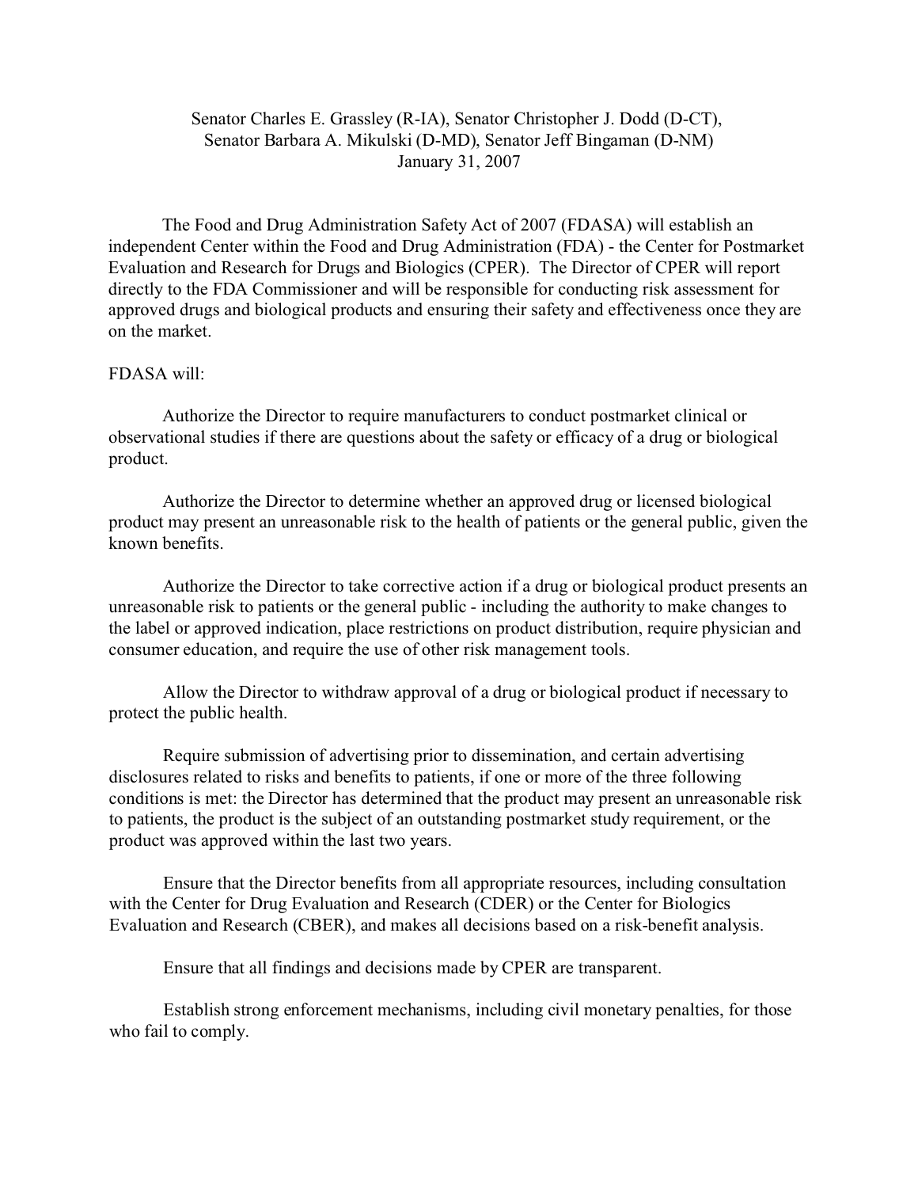Senator Charles E. Grassley (R-IA), Senator Christopher J. Dodd (D-CT), Senator Barbara A. Mikulski (D-MD), Senator Jeff Bingaman (D-NM)
January 31, 2007

The Food and Drug Administration Safety Act of 2007 (FDASA) will establish an independent Center within the Food and Drug Administration (FDA) - the Center for Postmarket Evaluation and Research for Drugs and Biologics (CPER). The Director of CPER will report directly to the FDA Commissioner and will be responsible for conducting risk assessment for approved drugs and biological products and ensuring their safety and effectiveness once they are on the market.

FDASA will:

Authorize the Director to require manufacturers to conduct postmarket clinical or observational studies if there are questions about the safety or efficacy of a drug or biological product.

Authorize the Director to determine whether an approved drug or licensed biological product may present an unreasonable risk to the health of patients or the general public, given the known benefits.

Authorize the Director to take corrective action if a drug or biological product presents an unreasonable risk to patients or the general public - including the authority to make changes to the label or approved indication, place restrictions on product distribution, require physician and consumer education, and require the use of other risk management tools.

Allow the Director to withdraw approval of a drug or biological product if necessary to protect the public health.

Require submission of advertising prior to dissemination, and certain advertising disclosures related to risks and benefits to patients, if one or more of the three following conditions is met: the Director has determined that the product may present an unreasonable risk to patients, the product is the subject of an outstanding postmarket study requirement, or the product was approved within the last two years.

Ensure that the Director benefits from all appropriate resources, including consultation with the Center for Drug Evaluation and Research (CDER) or the Center for Biologics Evaluation and Research (CBER), and makes all decisions based on a risk-benefit analysis.

Ensure that all findings and decisions made by CPER are transparent.

Establish strong enforcement mechanisms, including civil monetary penalties, for those who fail to comply.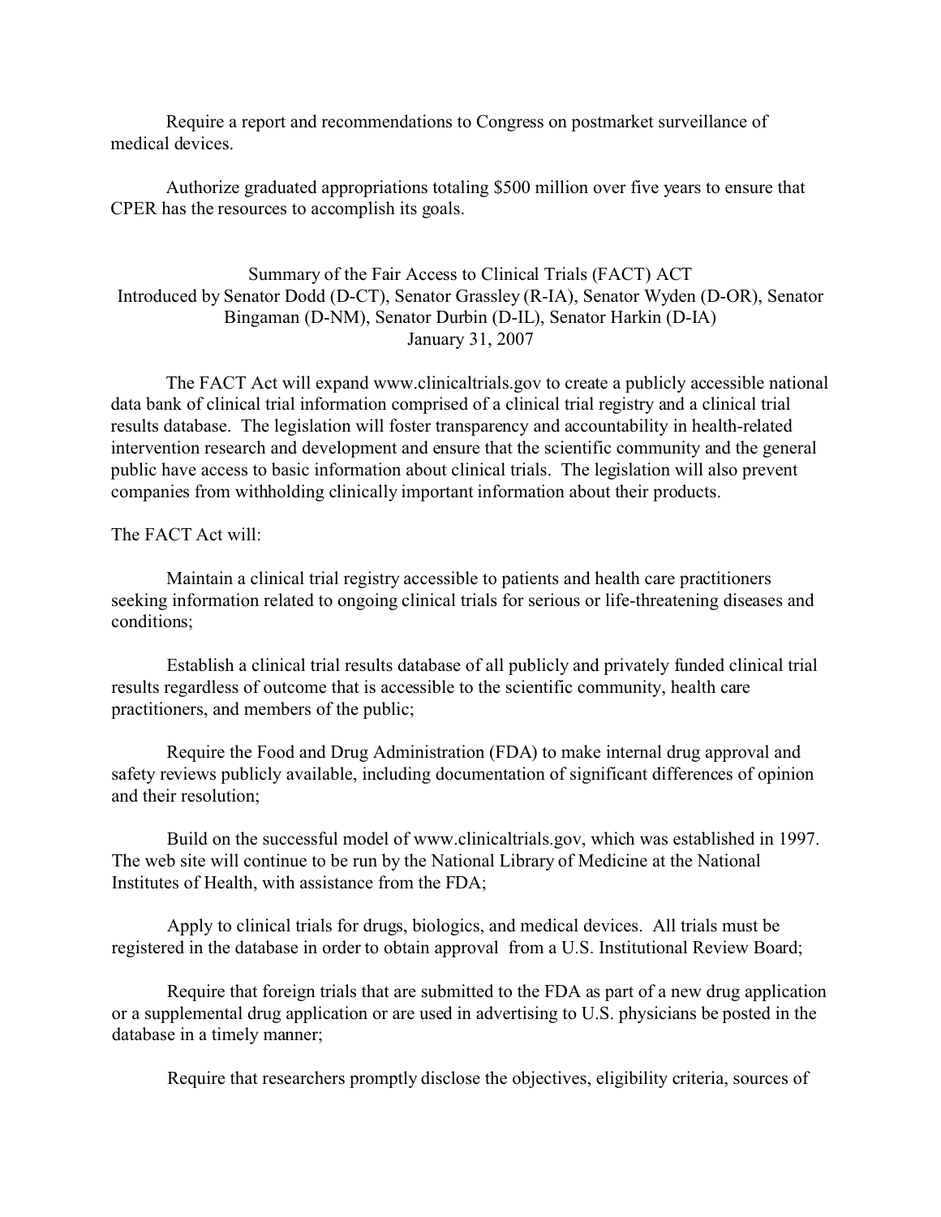Require a report and recommendations to Congress on postmarket surveillance of medical devices.

Authorize graduated appropriations totaling $500 million over five years to ensure that CPER has the resources to accomplish its goals.

## Summary of the Fair Access to Clinical Trials (FACT) ACT

Introduced by Senator Dodd (D-CT), Senator Grassley (R-IA), Senator Wyden (D-OR), Senator Bingaman (D-NM), Senator Durbin (D-IL), Senator Harkin (D-IA)

January 31, 2007

The FACT Act will expand www.clinicaltrials.gov to create a publicly accessible national data bank of clinical trial information comprised of a clinical trial registry and a clinical trial results database. The legislation will foster transparency and accountability in health-related intervention research and development and ensure that the scientific community and the general public have access to basic information about clinical trials. The legislation will also prevent companies from withholding clinically important information about their products.

The FACT Act will:

Maintain a clinical trial registry accessible to patients and health care practitioners seeking information related to ongoing clinical trials for serious or life-threatening diseases and conditions;

Establish a clinical trial results database of all publicly and privately funded clinical trial results regardless of outcome that is accessible to the scientific community, health care practitioners, and members of the public;

Require the Food and Drug Administration (FDA) to make internal drug approval and safety reviews publicly available, including documentation of significant differences of opinion and their resolution;

Build on the successful model of www.clinicaltrials.gov, which was established in 1997. The web site will continue to be run by the National Library of Medicine at the National Institutes of Health, with assistance from the FDA;

Apply to clinical trials for drugs, biologics, and medical devices. All trials must be registered in the database in order to obtain approval from a U.S. Institutional Review Board;

Require that foreign trials that are submitted to the FDA as part of a new drug application or a supplemental drug application or are used in advertising to U.S. physicians be posted in the database in a timely manner;

Require that researchers promptly disclose the objectives, eligibility criteria, sources of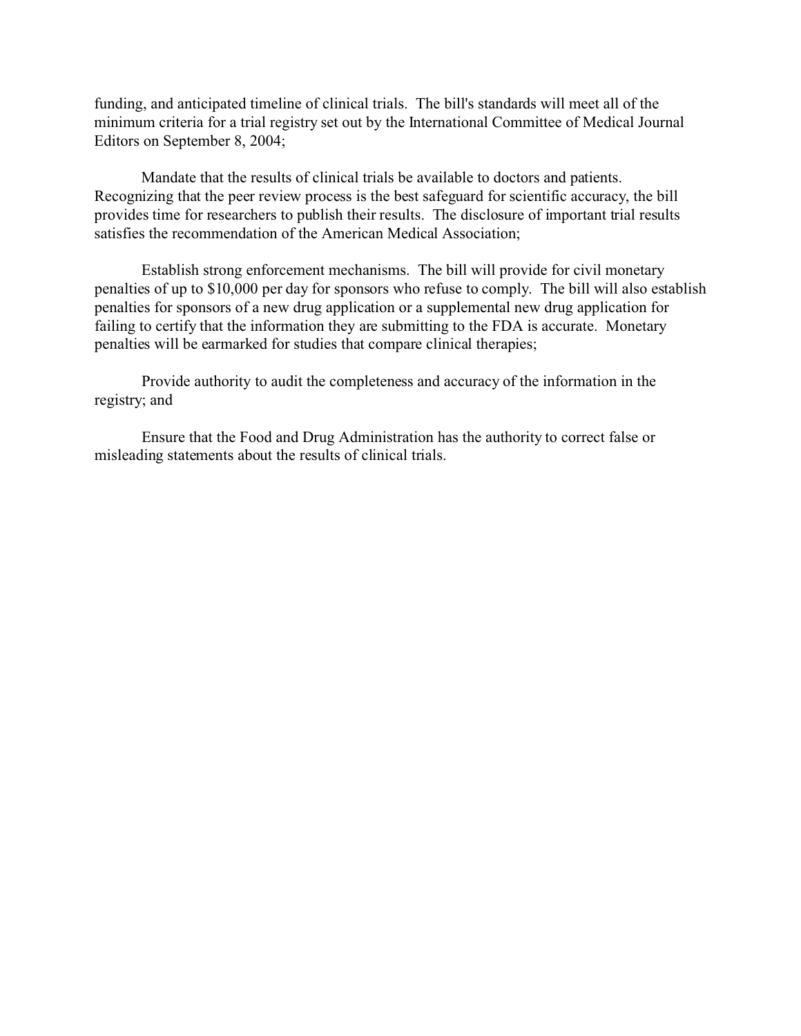funding, and anticipated timeline of clinical trials. The bill's standards will meet all of the minimum criteria for a trial registry set out by the International Committee of Medical Journal Editors on September 8, 2004;

Mandate that the results of clinical trials be available to doctors and patients. Recognizing that the peer review process is the best safeguard for scientific accuracy, the bill provides time for researchers to publish their results. The disclosure of important trial results satisfies the recommendation of the American Medical Association;

Establish strong enforcement mechanisms. The bill will provide for civil monetary penalties of up to $10,000 per day for sponsors who refuse to comply. The bill will also establish penalties for sponsors of a new drug application or a supplemental new drug application for failing to certify that the information they are submitting to the FDA is accurate. Monetary penalties will be earmarked for studies that compare clinical therapies;

Provide authority to audit the completeness and accuracy of the information in the registry; and

Ensure that the Food and Drug Administration has the authority to correct false or misleading statements about the results of clinical trials.